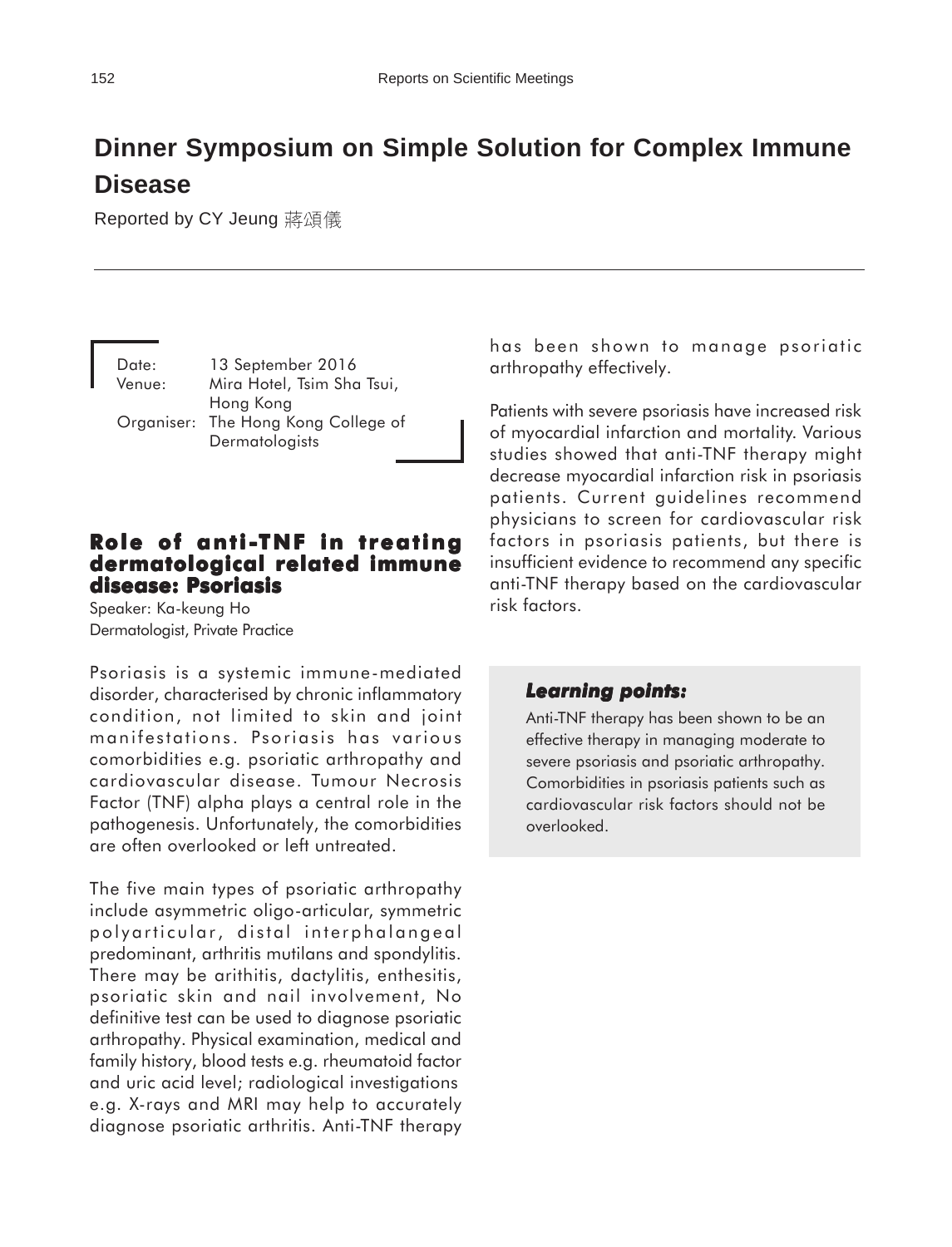# Dinner Symposium on Simple Solution for Complex Immune Disease

Reported by CY Jeung 蔣頌儀

Date: 13 September 2016
Venue: Mira Hotel, Tsim Sha Tsui, Hong Kong
Organiser: The Hong Kong College of Dermatologists

## Role of anti-TNF in treating dermatological related immune disease: Psoriasis

Speaker: Ka-keung Ho
Dermatologist, Private Practice

Psoriasis is a systemic immune-mediated disorder, characterised by chronic inflammatory condition, not limited to skin and joint manifestations. Psoriasis has various comorbidities e.g. psoriatic arthropathy and cardiovascular disease. Tumour Necrosis Factor (TNF) alpha plays a central role in the pathogenesis. Unfortunately, the comorbidities are often overlooked or left untreated.

The five main types of psoriatic arthropathy include asymmetric oligo-articular, symmetric polyarticular, distal interphalangeal predominant, arthritis mutilans and spondylitis. There may be arithitis, dactylitis, enthesitis, psoriatic skin and nail involvement, No definitive test can be used to diagnose psoriatic arthropathy. Physical examination, medical and family history, blood tests e.g. rheumatoid factor and uric acid level; radiological investigations e.g. X-rays and MRI may help to accurately diagnose psoriatic arthritis. Anti-TNF therapy has been shown to manage psoriatic arthropathy effectively.

Patients with severe psoriasis have increased risk of myocardial infarction and mortality. Various studies showed that anti-TNF therapy might decrease myocardial infarction risk in psoriasis patients. Current guidelines recommend physicians to screen for cardiovascular risk factors in psoriasis patients, but there is insufficient evidence to recommend any specific anti-TNF therapy based on the cardiovascular risk factors.

### *Learning points:*

Anti-TNF therapy has been shown to be an effective therapy in managing moderate to severe psoriasis and psoriatic arthropathy. Comorbidities in psoriasis patients such as cardiovascular risk factors should not be overlooked.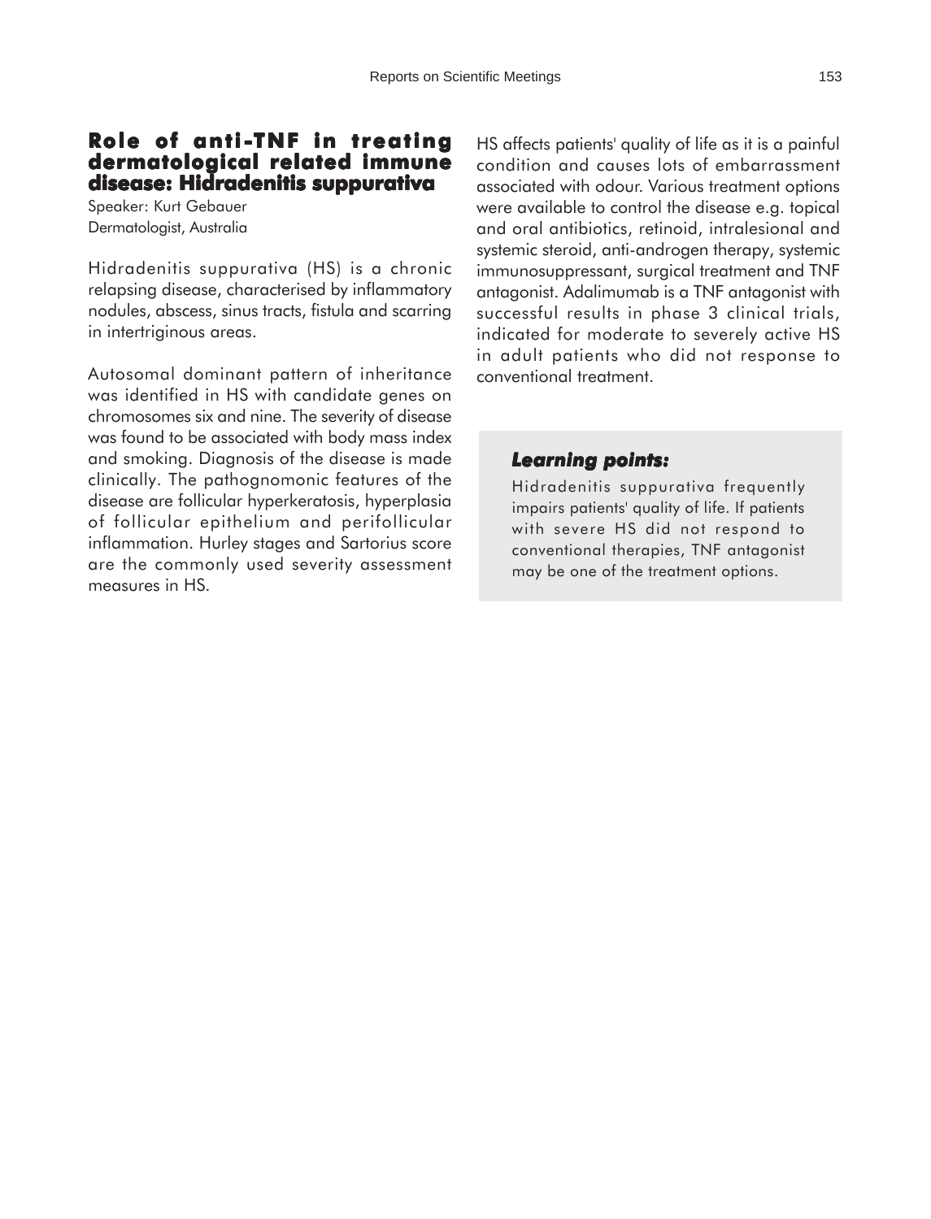## Role of anti-TNF in treating dermatological related immune disease: Hidradenitis suppurativa

Speaker: Kurt Gebauer
Dermatologist, Australia

Hidradenitis suppurativa (HS) is a chronic relapsing disease, characterised by inflammatory nodules, abscess, sinus tracts, fistula and scarring in intertriginous areas.

Autosomal dominant pattern of inheritance was identified in HS with candidate genes on chromosomes six and nine. The severity of disease was found to be associated with body mass index and smoking. Diagnosis of the disease is made clinically. The pathognomonic features of the disease are follicular hyperkeratosis, hyperplasia of follicular epithelium and perifollicular inflammation. Hurley stages and Sartorius score are the commonly used severity assessment measures in HS.

HS affects patients' quality of life as it is a painful condition and causes lots of embarrassment associated with odour. Various treatment options were available to control the disease e.g. topical and oral antibiotics, retinoid, intralesional and systemic steroid, anti-androgen therapy, systemic immunosuppressant, surgical treatment and TNF antagonist. Adalimumab is a TNF antagonist with successful results in phase 3 clinical trials, indicated for moderate to severely active HS in adult patients who did not response to conventional treatment.

### *Learning points:*

Hidradenitis suppurativa frequently impairs patients' quality of life. If patients with severe HS did not respond to conventional therapies, TNF antagonist may be one of the treatment options.